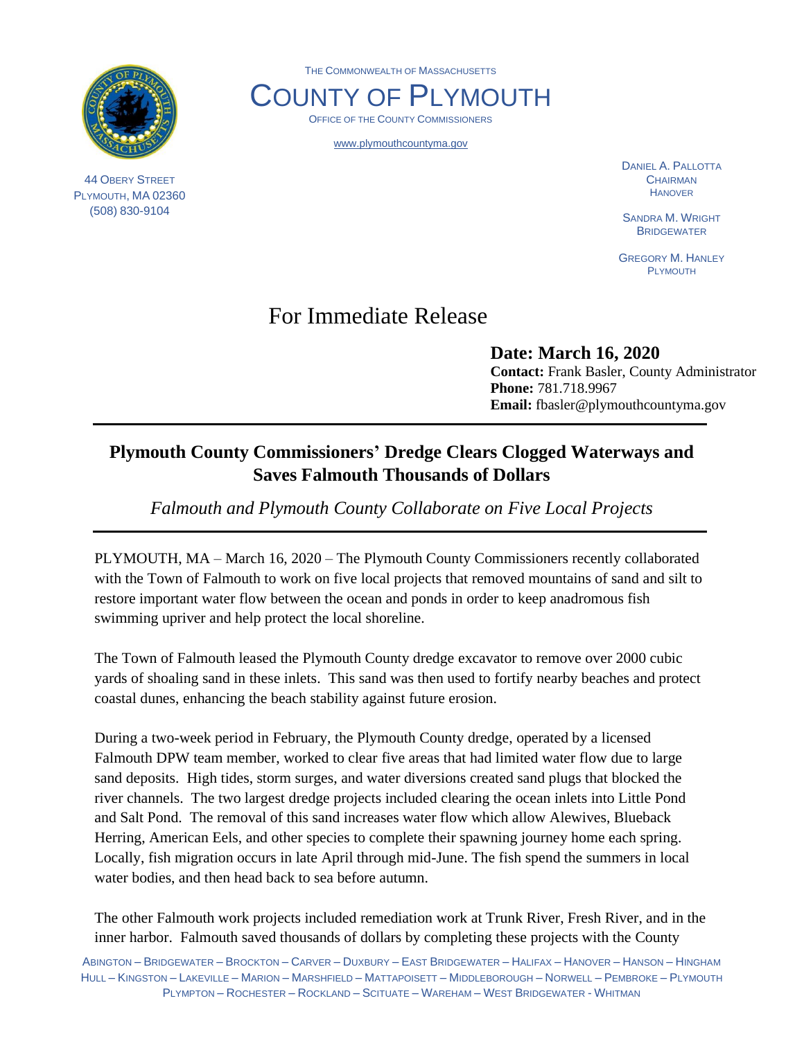THE COMMONWEALTH OF MASSACHUSETTS

# COUNTY OF PLYMOUTH

OFFICE OF THE COUNTY COMMISSIONERS

www.plymouthcountyma.gov

44 OBERY STREET
PLYMOUTH, MA 02360
(508) 830-9104

DANIEL A. PALLOTTA
CHAIRMAN
HANOVER

SANDRA M. WRIGHT
BRIDGEWATER

GREGORY M. HANLEY
PLYMOUTH

## For Immediate Release

**Date: March 16, 2020**
**Contact:** Frank Basler, County Administrator
**Phone:** 781.718.9967
**Email:** fbasler@plymouthcountyma.gov

---

## Plymouth County Commissioners' Dredge Clears Clogged Waterways and Saves Falmouth Thousands of Dollars

*Falmouth and Plymouth County Collaborate on Five Local Projects*

---

PLYMOUTH, MA – March 16, 2020 – The Plymouth County Commissioners recently collaborated with the Town of Falmouth to work on five local projects that removed mountains of sand and silt to restore important water flow between the ocean and ponds in order to keep anadromous fish swimming upriver and help protect the local shoreline.

The Town of Falmouth leased the Plymouth County dredge excavator to remove over 2000 cubic yards of shoaling sand in these inlets. This sand was then used to fortify nearby beaches and protect coastal dunes, enhancing the beach stability against future erosion.

During a two-week period in February, the Plymouth County dredge, operated by a licensed Falmouth DPW team member, worked to clear five areas that had limited water flow due to large sand deposits. High tides, storm surges, and water diversions created sand plugs that blocked the river channels. The two largest dredge projects included clearing the ocean inlets into Little Pond and Salt Pond. The removal of this sand increases water flow which allow Alewives, Blueback Herring, American Eels, and other species to complete their spawning journey home each spring. Locally, fish migration occurs in late April through mid-June. The fish spend the summers in local water bodies, and then head back to sea before autumn.

The other Falmouth work projects included remediation work at Trunk River, Fresh River, and in the inner harbor. Falmouth saved thousands of dollars by completing these projects with the County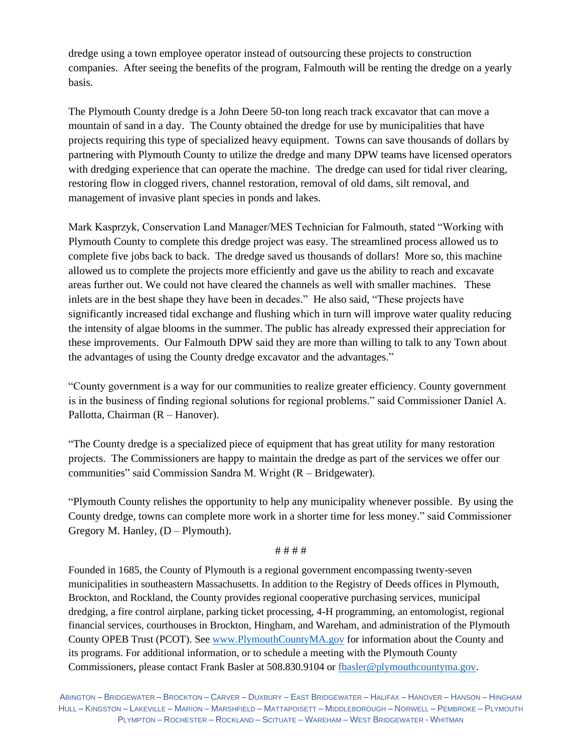dredge using a town employee operator instead of outsourcing these projects to construction companies. After seeing the benefits of the program, Falmouth will be renting the dredge on a yearly basis.

The Plymouth County dredge is a John Deere 50-ton long reach track excavator that can move a mountain of sand in a day. The County obtained the dredge for use by municipalities that have projects requiring this type of specialized heavy equipment. Towns can save thousands of dollars by partnering with Plymouth County to utilize the dredge and many DPW teams have licensed operators with dredging experience that can operate the machine. The dredge can used for tidal river clearing, restoring flow in clogged rivers, channel restoration, removal of old dams, silt removal, and management of invasive plant species in ponds and lakes.

Mark Kasprzyk, Conservation Land Manager/MES Technician for Falmouth, stated "Working with Plymouth County to complete this dredge project was easy. The streamlined process allowed us to complete five jobs back to back. The dredge saved us thousands of dollars! More so, this machine allowed us to complete the projects more efficiently and gave us the ability to reach and excavate areas further out. We could not have cleared the channels as well with smaller machines. These inlets are in the best shape they have been in decades." He also said, "These projects have significantly increased tidal exchange and flushing which in turn will improve water quality reducing the intensity of algae blooms in the summer. The public has already expressed their appreciation for these improvements. Our Falmouth DPW said they are more than willing to talk to any Town about the advantages of using the County dredge excavator and the advantages."

"County government is a way for our communities to realize greater efficiency. County government is in the business of finding regional solutions for regional problems." said Commissioner Daniel A. Pallotta, Chairman (R – Hanover).

"The County dredge is a specialized piece of equipment that has great utility for many restoration projects. The Commissioners are happy to maintain the dredge as part of the services we offer our communities" said Commission Sandra M. Wright (R – Bridgewater).

"Plymouth County relishes the opportunity to help any municipality whenever possible. By using the County dredge, towns can complete more work in a shorter time for less money." said Commissioner Gregory M. Hanley, (D – Plymouth).

# # # #

Founded in 1685, the County of Plymouth is a regional government encompassing twenty-seven municipalities in southeastern Massachusetts. In addition to the Registry of Deeds offices in Plymouth, Brockton, and Rockland, the County provides regional cooperative purchasing services, municipal dredging, a fire control airplane, parking ticket processing, 4-H programming, an entomologist, regional financial services, courthouses in Brockton, Hingham, and Wareham, and administration of the Plymouth County OPEB Trust (PCOT). See www.PlymouthCountyMA.gov for information about the County and its programs. For additional information, or to schedule a meeting with the Plymouth County Commissioners, please contact Frank Basler at 508.830.9104 or fbasler@plymouthcountyma.gov.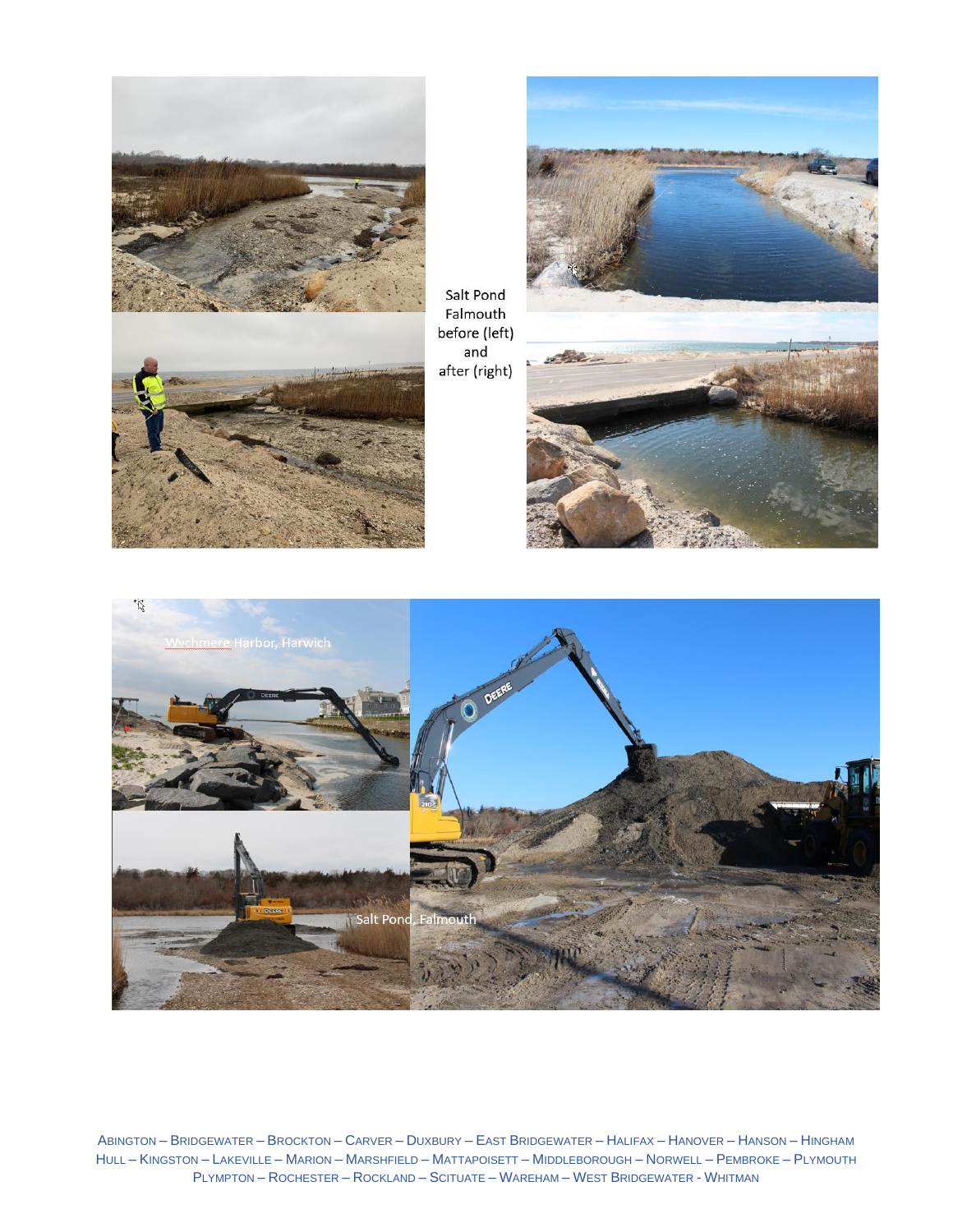Salt Pond Falmouth before (left) and after (right)

Wychmere Harbor, Harwich

Salt Pond, Falmouth

Abington – Bridgewater – Brockton – Carver – Duxbury – East Bridgewater – Halifax – Hanover – Hanson – Hingham Hull – Kingston – Lakeville – Marion – Marshfield – Mattapoisett – Middleborough – Norwell – Pembroke – Plymouth Plympton – Rochester – Rockland – Scituate – Wareham – West Bridgewater - Whitman